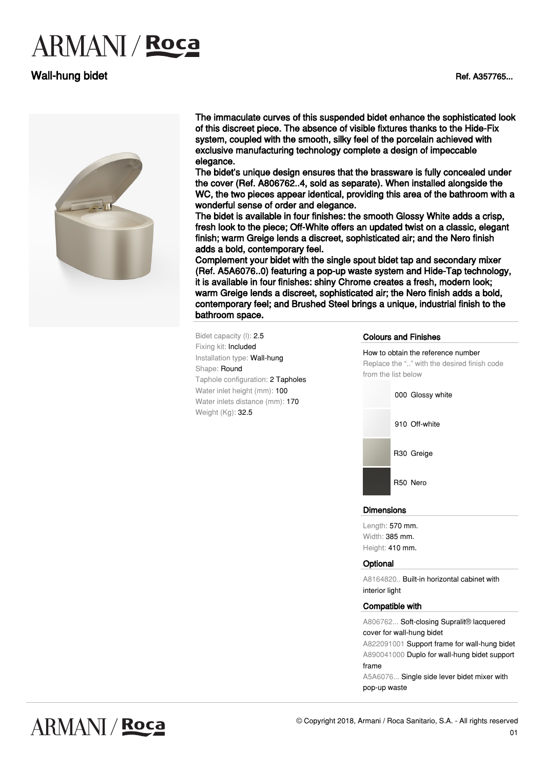# ARMANI / Roca

## Wall-hung bidet

Ref. A357765...

The immaculate curves of this suspended bidet enhance the sophisticated look of this discreet piece. The absence of visible fixtures thanks to the Hide-Fix system, coupled with the smooth, silky feel of the porcelain achieved with exclusive manufacturing technology complete a design of impeccable elegance.

The bidet's unique design ensures that the brassware is fully concealed under the cover (Ref. A806762..4, sold as separate). When installed alongside the WC, the two pieces appear identical, providing this area of the bathroom with a wonderful sense of order and elegance.

The bidet is available in four finishes: the smooth Glossy White adds a crisp, fresh look to the piece; Off-White offers an updated twist on a classic, elegant finish; warm Greige lends a discreet, sophisticated air; and the Nero finish adds a bold, contemporary feel.

Complement your bidet with the single spout bidet tap and secondary mixer (Ref. A5A6076..0) featuring a pop-up waste system and Hide-Tap technology, it is available in four finishes: shiny Chrome creates a fresh, modern look; warm Greige lends a discreet, sophisticated air; the Nero finish adds a bold, contemporary feel; and Brushed Steel brings a unique, industrial finish to the bathroom space.

Bidet capacity (l): 2.5
Fixing kit: Included
Installation type: Wall-hung
Shape: Round
Taphole configuration: 2 Tapholes
Water inlet height (mm): 100
Water inlets distance (mm): 170
Weight (Kg): 32.5

### Colours and Finishes

How to obtain the reference number
Replace the ".." with the desired finish code from the list below

- 000 Glossy white
- 910 Off-white
- R30 Greige
- R50 Nero

### Dimensions

Length: 570 mm.
Width: 385 mm.
Height: 410 mm.

### Optional

A8164820.. Built-in horizontal cabinet with interior light

### Compatible with

A806762... Soft-closing Supralit® lacquered cover for wall-hung bidet
A822091001 Support frame for wall-hung bidet
A890041000 Duplo for wall-hung bidet support frame
A5A6076... Single side lever bidet mixer with pop-up waste

© Copyright 2018, Armani / Roca Sanitario, S.A. - All rights reserved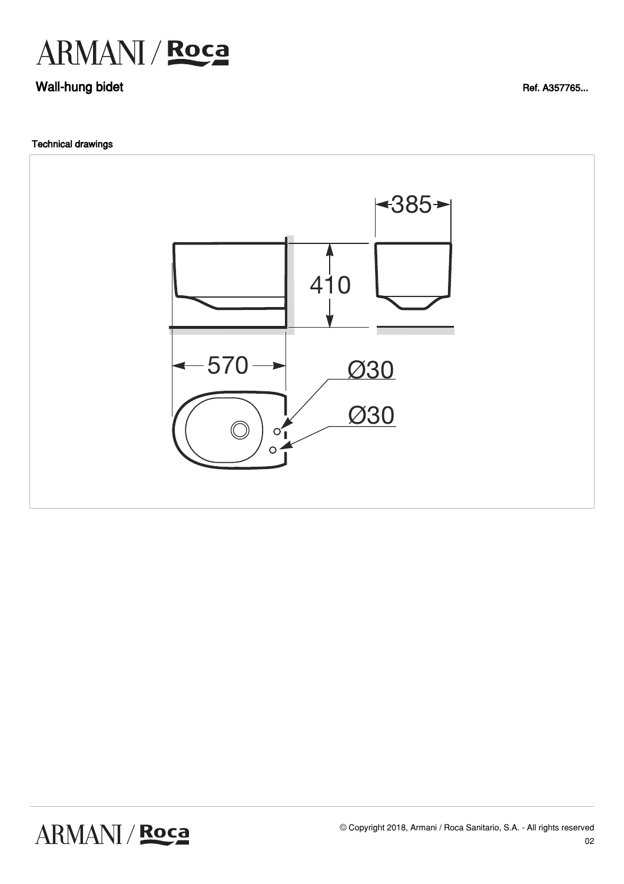# Wall-hung bidet

Ref. A357765...

### Technical drawings

385

410

570

Ø30

Ø30

© Copyright 2018, Armani / Roca Sanitario, S.A. - All rights reserved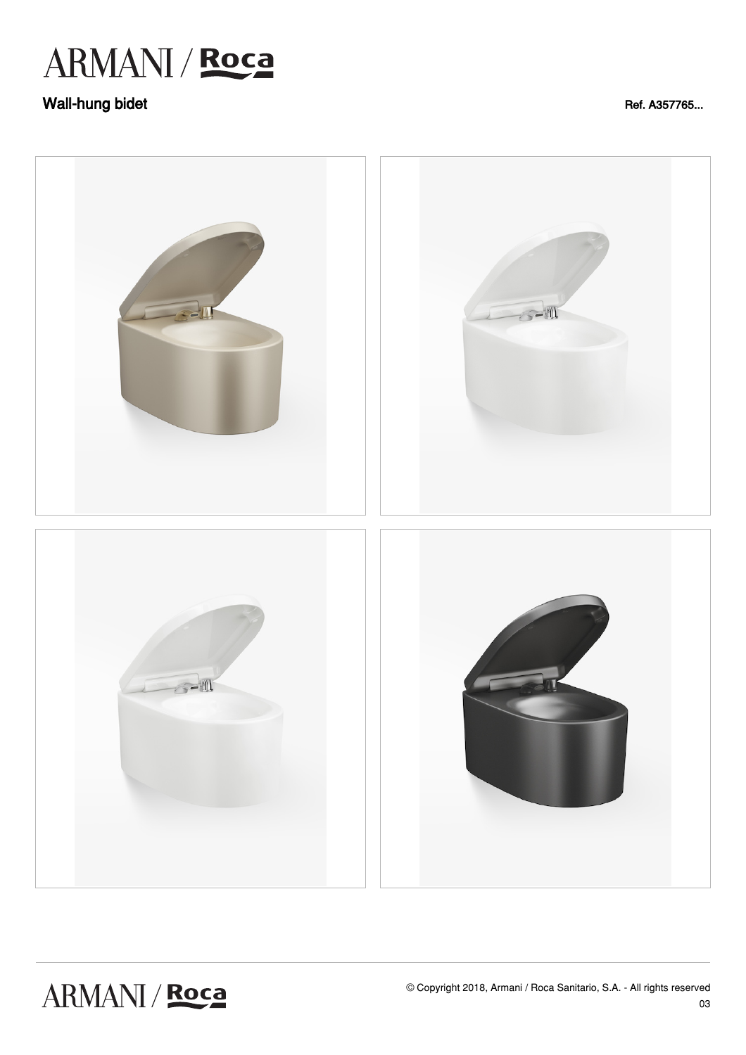# ARMANI / Roca

## Wall-hung bidet

Ref. A357765...

© Copyright 2018, Armani / Roca Sanitario, S.A. - All rights reserved